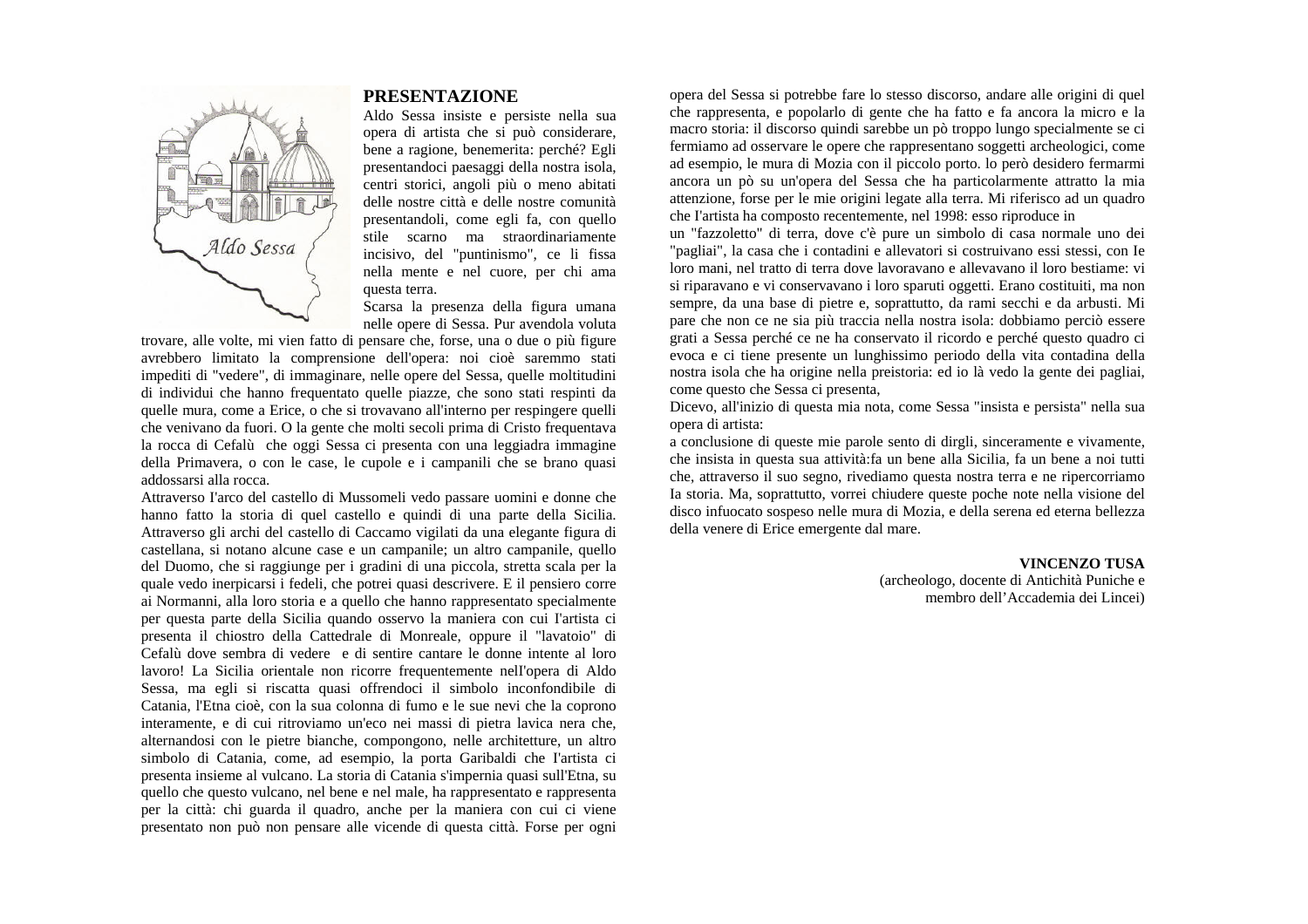## PRESENTAZIONE

Aldo Sessa insiste e persiste nella sua opera di artista che si può considerare, bene a ragione, benemerita: perché? Egli presentandoci paesaggi della nostra isola, centri storici, angoli più o meno abitati delle nostre città e delle nostre comunità presentandoli, come egli fa, con quello stile scarno ma straordinariamente incisivo, del "puntinismo", ce li fissa nella mente e nel cuore, per chi ama questa terra.

Scarsa la presenza della figura umana nelle opere di Sessa. Pur avendola voluta trovare, alle volte, mi vien fatto di pensare che, forse, una o due o più figure avrebbero limitato la comprensione dell'opera: noi cioè saremmo stati impediti di "vedere", di immaginare, nelle opere del Sessa, quelle moltitudini di individui che hanno frequentato quelle piazze, che sono stati respinti da quelle mura, come a Erice, o che si trovavano all'interno per respingere quelli che venivano da fuori. O la gente che molti secoli prima di Cristo frequentava la rocca di Cefalù che oggi Sessa ci presenta con una leggiadra immagine della Primavera, o con le case, le cupole e i campanili che se brano quasi addossarsi alla rocca.

Attraverso I'arco del castello di Mussomeli vedo passare uomini e donne che hanno fatto la storia di quel castello e quindi di una parte della Sicilia. Attraverso gli archi del castello di Caccamo vigilati da una elegante figura di castellana, si notano alcune case e un campanile; un altro campanile, quello del Duomo, che si raggiunge per i gradini di una piccola, stretta scala per la quale vedo inerpicarsi i fedeli, che potrei quasi descrivere. E il pensiero corre ai Normanni, alla loro storia e a quello che hanno rappresentato specialmente per questa parte della Sicilia quando osservo la maniera con cui I'artista ci presenta il chiostro della Cattedrale di Monreale, oppure il "lavatoio" di Cefalù dove sembra di vedere e di sentire cantare le donne intente al loro lavoro! La Sicilia orientale non ricorre frequentemente nell'opera di Aldo Sessa, ma egli si riscatta quasi offrendoci il simbolo inconfondibile di Catania, l'Etna cioè, con la sua colonna di fumo e le sue nevi che la coprono interamente, e di cui ritroviamo un'eco nei massi di pietra lavica nera che, alternandosi con le pietre bianche, compongono, nelle architetture, un altro simbolo di Catania, come, ad esempio, la porta Garibaldi che I'artista ci presenta insieme al vulcano. La storia di Catania s'impernia quasi sull'Etna, su quello che questo vulcano, nel bene e nel male, ha rappresentato e rappresenta per la città: chi guarda il quadro, anche per la maniera con cui ci viene presentato non può non pensare alle vicende di questa città. Forse per ogni opera del Sessa si potrebbe fare lo stesso discorso, andare alle origini di quel che rappresenta, e popolarlo di gente che ha fatto e fa ancora la micro e la macro storia: il discorso quindi sarebbe un pò troppo lungo specialmente se ci fermiamo ad osservare le opere che rappresentano soggetti archeologici, come ad esempio, le mura di Mozia con il piccolo porto. lo però desidero fermarmi ancora un pò su un'opera del Sessa che ha particolarmente attratto la mia attenzione, forse per le mie origini legate alla terra. Mi riferisco ad un quadro che I'artista ha composto recentemente, nel 1998: esso riproduce in

un "fazzoletto" di terra, dove c'è pure un simbolo di casa normale uno dei "pagliai", la casa che i contadini e allevatori si costruivano essi stessi, con Ie loro mani, nel tratto di terra dove lavoravano e allevavano il loro bestiame: vi si riparavano e vi conservavano i loro sparuti oggetti. Erano costituiti, ma non sempre, da una base di pietre e, soprattutto, da rami secchi e da arbusti. Mi pare che non ce ne sia più traccia nella nostra isola: dobbiamo perciò essere grati a Sessa perché ce ne ha conservato il ricordo e perché questo quadro ci evoca e ci tiene presente un lunghissimo periodo della vita contadina della nostra isola che ha origine nella preistoria: ed io là vedo la gente dei pagliai, come questo che Sessa ci presenta,

Dicevo, all'inizio di questa mia nota, come Sessa "insista e persista" nella sua opera di artista:

a conclusione di queste mie parole sento di dirgli, sinceramente e vivamente, che insista in questa sua attività:fa un bene alla Sicilia, fa un bene a noi tutti che, attraverso il suo segno, rivediamo questa nostra terra e ne ripercorriamo Ia storia. Ma, soprattutto, vorrei chiudere queste poche note nella visione del disco infuocato sospeso nelle mura di Mozia, e della serena ed eterna bellezza della venere di Erice emergente dal mare.

**VINCENZO TUSA**
(archeologo, docente di Antichità Puniche e membro dell'Accademia dei Lincei)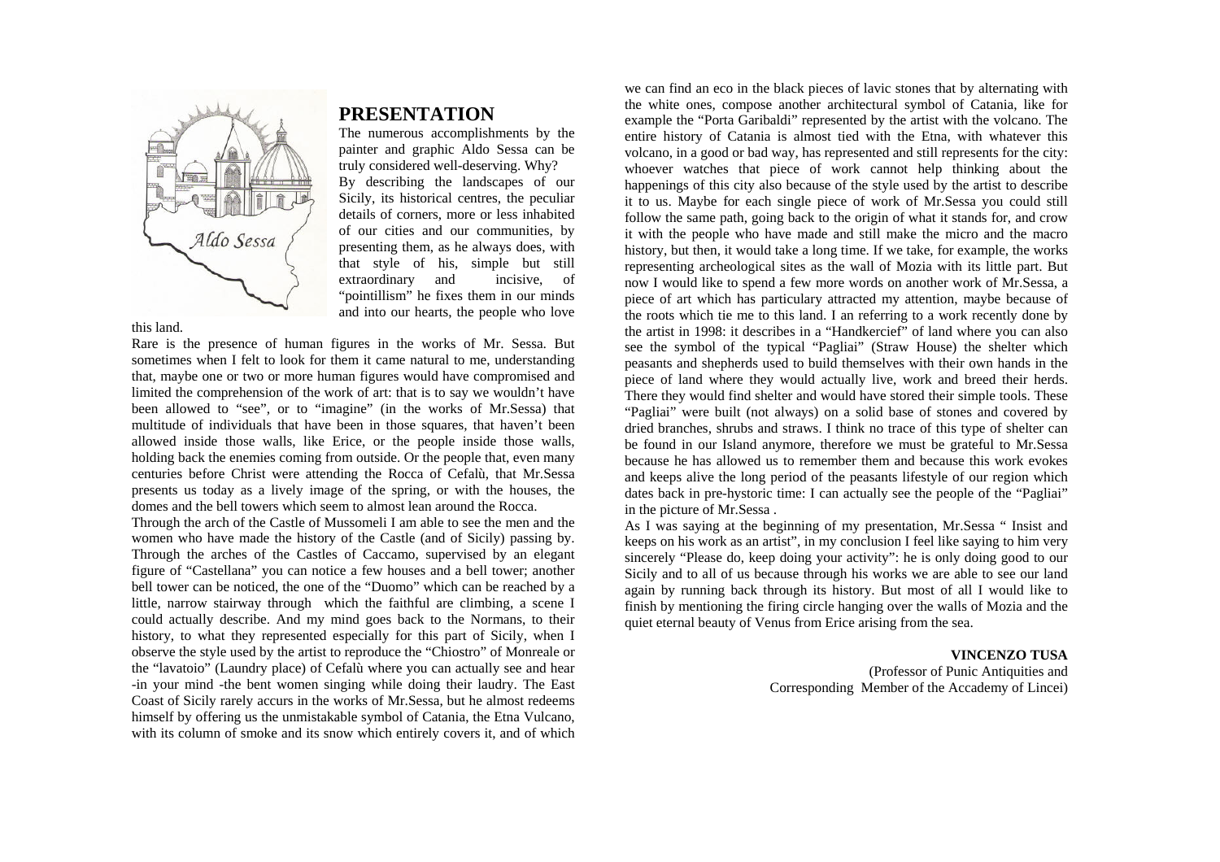# PRESENTATION

The numerous accomplishments by the painter and graphic Aldo Sessa can be truly considered well-deserving. Why?
By describing the landscapes of our Sicily, its historical centres, the peculiar details of corners, more or less inhabited of our cities and our communities, by presenting them, as he always does, with that style of his, simple but still extraordinary and incisive, of "pointillism" he fixes them in our minds and into our hearts, the people who love this land.

Rare is the presence of human figures in the works of Mr. Sessa. But sometimes when I felt to look for them it came natural to me, understanding that, maybe one or two or more human figures would have compromised and limited the comprehension of the work of art: that is to say we wouldn't have been allowed to "see", or to "imagine" (in the works of Mr.Sessa) that multitude of individuals that have been in those squares, that haven't been allowed inside those walls, like Erice, or the people inside those walls, holding back the enemies coming from outside. Or the people that, even many centuries before Christ were attending the Rocca of Cefalù, that Mr.Sessa presents us today as a lively image of the spring, or with the houses, the domes and the bell towers which seem to almost lean around the Rocca.

Through the arch of the Castle of Mussomeli I am able to see the men and the women who have made the history of the Castle (and of Sicily) passing by. Through the arches of the Castles of Caccamo, supervised by an elegant figure of "Castellana" you can notice a few houses and a bell tower; another bell tower can be noticed, the one of the "Duomo" which can be reached by a little, narrow stairway through which the faithful are climbing, a scene I could actually describe. And my mind goes back to the Normans, to their history, to what they represented especially for this part of Sicily, when I observe the style used by the artist to reproduce the "Chiostro" of Monreale or the "lavatoio" (Laundry place) of Cefalù where you can actually see and hear -in your mind -the bent women singing while doing their laudry. The East Coast of Sicily rarely accurs in the works of Mr.Sessa, but he almost redeems himself by offering us the unmistakable symbol of Catania, the Etna Vulcano, with its column of smoke and its snow which entirely covers it, and of which we can find an eco in the black pieces of lavic stones that by alternating with the white ones, compose another architectural symbol of Catania, like for example the "Porta Garibaldi" represented by the artist with the volcano. The entire history of Catania is almost tied with the Etna, with whatever this volcano, in a good or bad way, has represented and still represents for the city: whoever watches that piece of work cannot help thinking about the happenings of this city also because of the style used by the artist to describe it to us. Maybe for each single piece of work of Mr.Sessa you could still follow the same path, going back to the origin of what it stands for, and crow it with the people who have made and still make the micro and the macro history, but then, it would take a long time. If we take, for example, the works representing archeological sites as the wall of Mozia with its little part. But now I would like to spend a few more words on another work of Mr.Sessa, a piece of art which has particulary attracted my attention, maybe because of the roots which tie me to this land. I an referring to a work recently done by the artist in 1998: it describes in a "Handkercief" of land where you can also see the symbol of the typical "Pagliai" (Straw House) the shelter which peasants and shepherds used to build themselves with their own hands in the piece of land where they would actually live, work and breed their herds. There they would find shelter and would have stored their simple tools. These "Pagliai" were built (not always) on a solid base of stones and covered by dried branches, shrubs and straws. I think no trace of this type of shelter can be found in our Island anymore, therefore we must be grateful to Mr.Sessa because he has allowed us to remember them and because this work evokes and keeps alive the long period of the peasants lifestyle of our region which dates back in pre-hystoric time: I can actually see the people of the "Pagliai" in the picture of Mr.Sessa .

As I was saying at the beginning of my presentation, Mr.Sessa " Insist and keeps on his work as an artist", in my conclusion I feel like saying to him very sincerely "Please do, keep doing your activity": he is only doing good to our Sicily and to all of us because through his works we are able to see our land again by running back through its history. But most of all I would like to finish by mentioning the firing circle hanging over the walls of Mozia and the quiet eternal beauty of Venus from Erice arising from the sea.

**VINCENZO TUSA**
(Professor of Punic Antiquities and
Corresponding Member of the Accademy of Lincei)